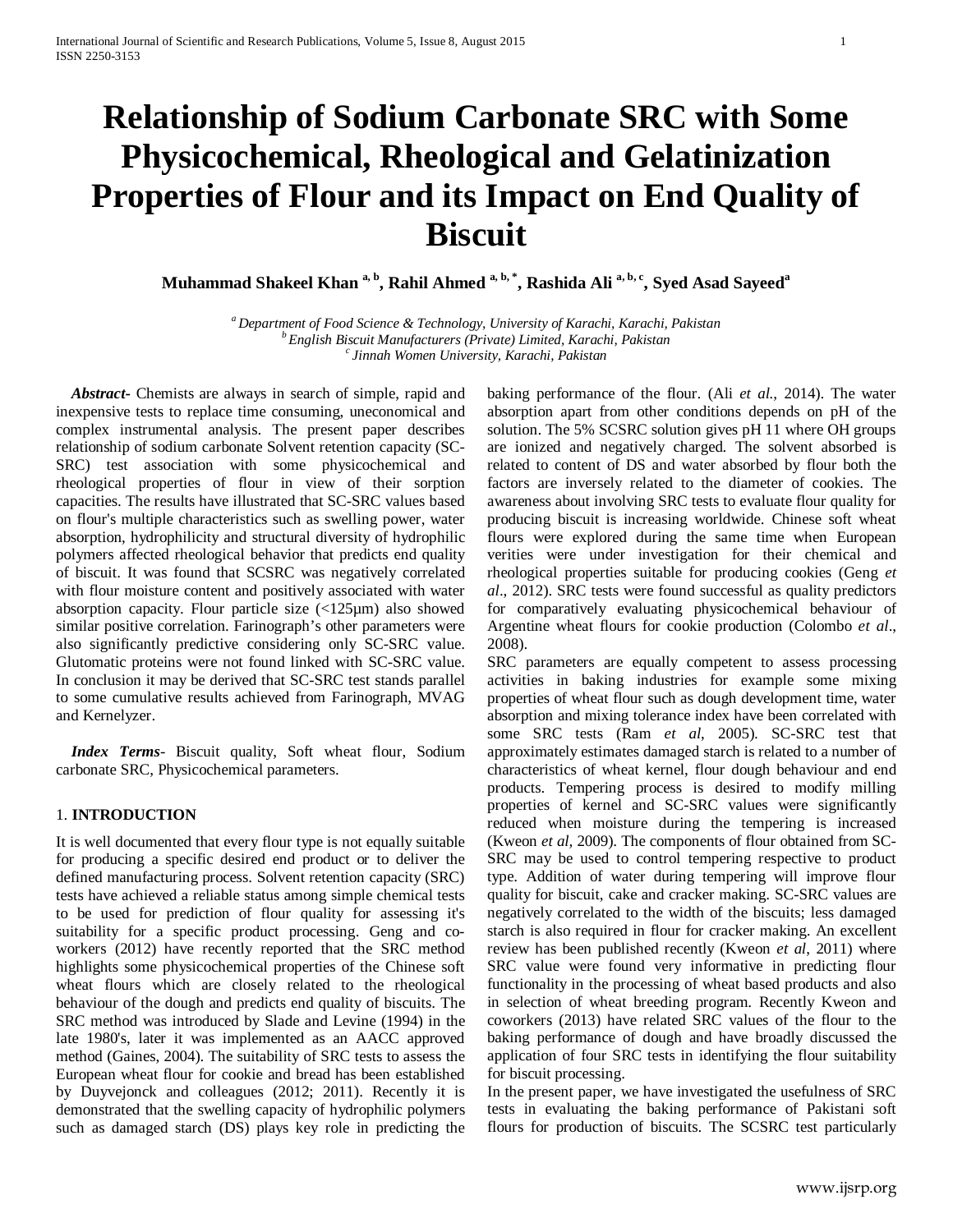# Relationship of Sodium Carbonate SRC with Some Physicochemical, Rheological and Gelatinization Properties of Flour and its Impact on End Quality of Biscuit

**Muhammad Shakeel Khan [a, b], Rahil Ahmed [a, b, *], Rashida Ali [a, b, c], Syed Asad Sayeed[a]**

[a] *Department of Food Science & Technology, University of Karachi, Karachi, Pakistan*
[b] *English Biscuit Manufacturers (Private) Limited, Karachi, Pakistan*
[c] *Jinnah Women University, Karachi, Pakistan*

***Abstract***- Chemists are always in search of simple, rapid and inexpensive tests to replace time consuming, uneconomical and complex instrumental analysis. The present paper describes relationship of sodium carbonate Solvent retention capacity (SC-SRC) test association with some physicochemical and rheological properties of flour in view of their sorption capacities. The results have illustrated that SC-SRC values based on flour's multiple characteristics such as swelling power, water absorption, hydrophilicity and structural diversity of hydrophilic polymers affected rheological behavior that predicts end quality of biscuit. It was found that SCSRC was negatively correlated with flour moisture content and positively associated with water absorption capacity. Flour particle size (<125µm) also showed similar positive correlation. Farinograph's other parameters were also significantly predictive considering only SC-SRC value. Glutomatic proteins were not found linked with SC-SRC value. In conclusion it may be derived that SC-SRC test stands parallel to some cumulative results achieved from Farinograph, MVAG and Kernelyzer.

***Index Terms***- Biscuit quality, Soft wheat flour, Sodium carbonate SRC, Physicochemical parameters.

## 1. INTRODUCTION

It is well documented that every flour type is not equally suitable for producing a specific desired end product or to deliver the defined manufacturing process. Solvent retention capacity (SRC) tests have achieved a reliable status among simple chemical tests to be used for prediction of flour quality for assessing it's suitability for a specific product processing. Geng and co-workers (2012) have recently reported that the SRC method highlights some physicochemical properties of the Chinese soft wheat flours which are closely related to the rheological behaviour of the dough and predicts end quality of biscuits. The SRC method was introduced by Slade and Levine (1994) in the late 1980's, later it was implemented as an AACC approved method (Gaines, 2004). The suitability of SRC tests to assess the European wheat flour for cookie and bread has been established by Duyvejonck and colleagues (2012; 2011). Recently it is demonstrated that the swelling capacity of hydrophilic polymers such as damaged starch (DS) plays key role in predicting the baking performance of the flour. (Ali *et al.*, 2014). The water absorption apart from other conditions depends on pH of the solution. The 5% SCSRC solution gives pH 11 where OH groups are ionized and negatively charged. The solvent absorbed is related to content of DS and water absorbed by flour both the factors are inversely related to the diameter of cookies. The awareness about involving SRC tests to evaluate flour quality for producing biscuit is increasing worldwide. Chinese soft wheat flours were explored during the same time when European verities were under investigation for their chemical and rheological properties suitable for producing cookies (Geng *et al*., 2012). SRC tests were found successful as quality predictors for comparatively evaluating physicochemical behaviour of Argentine wheat flours for cookie production (Colombo *et al*., 2008).

SRC parameters are equally competent to assess processing activities in baking industries for example some mixing properties of wheat flour such as dough development time, water absorption and mixing tolerance index have been correlated with some SRC tests (Ram *et al*, 2005). SC-SRC test that approximately estimates damaged starch is related to a number of characteristics of wheat kernel, flour dough behaviour and end products. Tempering process is desired to modify milling properties of kernel and SC-SRC values were significantly reduced when moisture during the tempering is increased (Kweon *et al,* 2009). The components of flour obtained from SC-SRC may be used to control tempering respective to product type. Addition of water during tempering will improve flour quality for biscuit, cake and cracker making. SC-SRC values are negatively correlated to the width of the biscuits; less damaged starch is also required in flour for cracker making. An excellent review has been published recently (Kweon *et al*, 2011) where SRC value were found very informative in predicting flour functionality in the processing of wheat based products and also in selection of wheat breeding program. Recently Kweon and coworkers (2013) have related SRC values of the flour to the baking performance of dough and have broadly discussed the application of four SRC tests in identifying the flour suitability for biscuit processing.

In the present paper, we have investigated the usefulness of SRC tests in evaluating the baking performance of Pakistani soft flours for production of biscuits. The SCSRC test particularly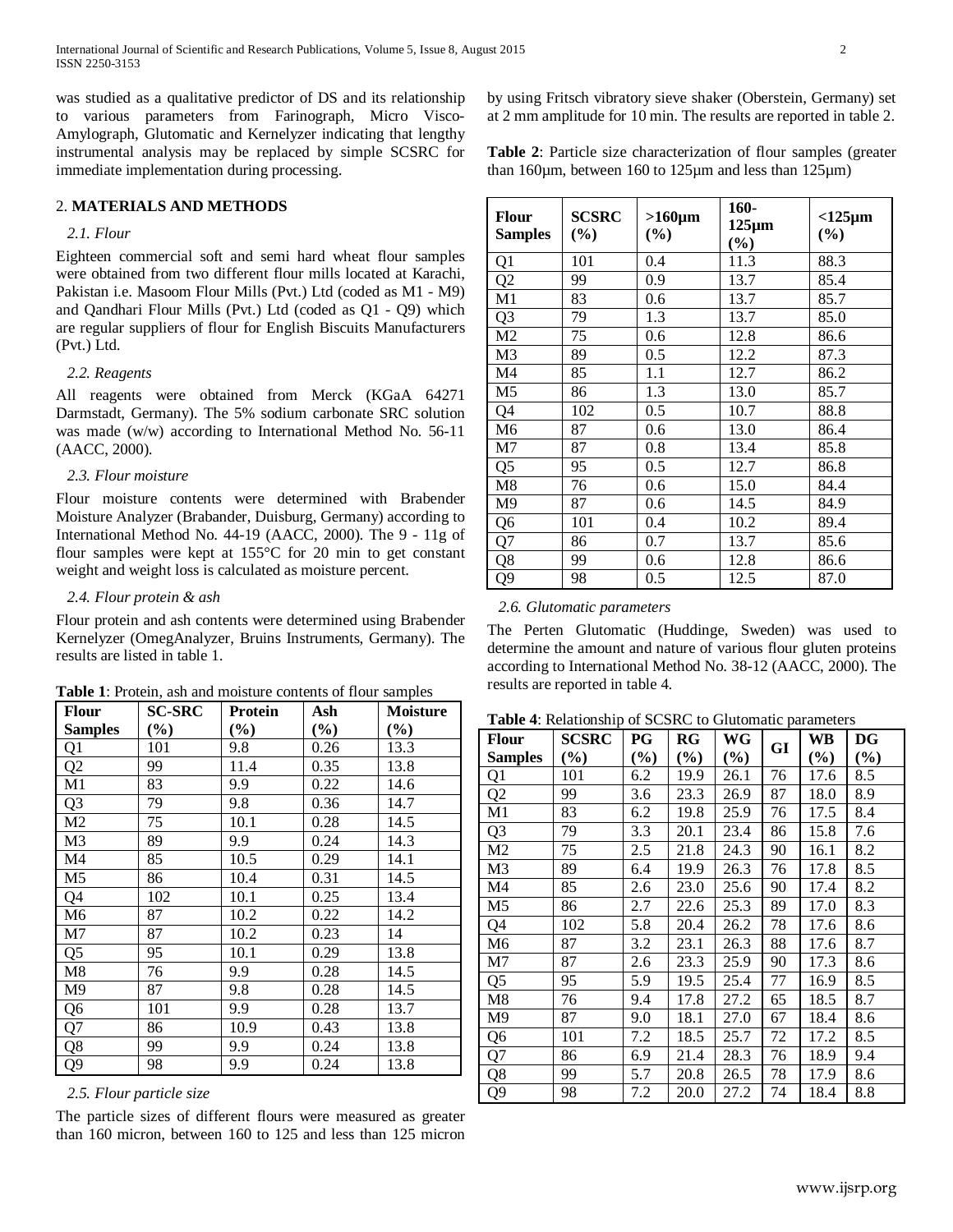was studied as a qualitative predictor of DS and its relationship to various parameters from Farinograph, Micro Visco-Amylograph, Glutomatic and Kernelyzer indicating that lengthy instrumental analysis may be replaced by simple SCSRC for immediate implementation during processing.

## 2. MATERIALS AND METHODS

### *2.1. Flour*

Eighteen commercial soft and semi hard wheat flour samples were obtained from two different flour mills located at Karachi, Pakistan i.e. Masoom Flour Mills (Pvt.) Ltd (coded as M1 - M9) and Qandhari Flour Mills (Pvt.) Ltd (coded as Q1 - Q9) which are regular suppliers of flour for English Biscuits Manufacturers (Pvt.) Ltd.

### *2.2. Reagents*

All reagents were obtained from Merck (KGaA 64271 Darmstadt, Germany). The 5% sodium carbonate SRC solution was made (w/w) according to International Method No. 56-11 (AACC, 2000).

### *2.3. Flour moisture*

Flour moisture contents were determined with Brabender Moisture Analyzer (Brabander, Duisburg, Germany) according to International Method No. 44-19 (AACC, 2000). The 9 - 11g of flour samples were kept at 155°C for 20 min to get constant weight and weight loss is calculated as moisture percent.

### *2.4. Flour protein & ash*

Flour protein and ash contents were determined using Brabender Kernelyzer (OmegAnalyzer, Bruins Instruments, Germany). The results are listed in table 1.

**Table 1**: Protein, ash and moisture contents of flour samples

| Flour Samples | SC-SRC (%) | Protein (%) | Ash (%) | Moisture (%) |
|---|---|---|---|---|
| Q1 | 101 | 9.8 | 0.26 | 13.3 |
| Q2 | 99 | 11.4 | 0.35 | 13.8 |
| M1 | 83 | 9.9 | 0.22 | 14.6 |
| Q3 | 79 | 9.8 | 0.36 | 14.7 |
| M2 | 75 | 10.1 | 0.28 | 14.5 |
| M3 | 89 | 9.9 | 0.24 | 14.3 |
| M4 | 85 | 10.5 | 0.29 | 14.1 |
| M5 | 86 | 10.4 | 0.31 | 14.5 |
| Q4 | 102 | 10.1 | 0.25 | 13.4 |
| M6 | 87 | 10.2 | 0.22 | 14.2 |
| M7 | 87 | 10.2 | 0.23 | 14 |
| Q5 | 95 | 10.1 | 0.29 | 13.8 |
| M8 | 76 | 9.9 | 0.28 | 14.5 |
| M9 | 87 | 9.8 | 0.28 | 14.5 |
| Q6 | 101 | 9.9 | 0.28 | 13.7 |
| Q7 | 86 | 10.9 | 0.43 | 13.8 |
| Q8 | 99 | 9.9 | 0.24 | 13.8 |
| Q9 | 98 | 9.9 | 0.24 | 13.8 |

### *2.5. Flour particle size*

The particle sizes of different flours were measured as greater than 160 micron, between 160 to 125 and less than 125 micron by using Fritsch vibratory sieve shaker (Oberstein, Germany) set at 2 mm amplitude for 10 min. The results are reported in table 2.

**Table 2**: Particle size characterization of flour samples (greater than 160µm, between 160 to 125µm and less than 125µm)

| Flour Samples | SCSRC (%) | >160µm (%) | 160-125µm (%) | <125µm (%) |
|---|---|---|---|---|
| Q1 | 101 | 0.4 | 11.3 | 88.3 |
| Q2 | 99 | 0.9 | 13.7 | 85.4 |
| M1 | 83 | 0.6 | 13.7 | 85.7 |
| Q3 | 79 | 1.3 | 13.7 | 85.0 |
| M2 | 75 | 0.6 | 12.8 | 86.6 |
| M3 | 89 | 0.5 | 12.2 | 87.3 |
| M4 | 85 | 1.1 | 12.7 | 86.2 |
| M5 | 86 | 1.3 | 13.0 | 85.7 |
| Q4 | 102 | 0.5 | 10.7 | 88.8 |
| M6 | 87 | 0.6 | 13.0 | 86.4 |
| M7 | 87 | 0.8 | 13.4 | 85.8 |
| Q5 | 95 | 0.5 | 12.7 | 86.8 |
| M8 | 76 | 0.6 | 15.0 | 84.4 |
| M9 | 87 | 0.6 | 14.5 | 84.9 |
| Q6 | 101 | 0.4 | 10.2 | 89.4 |
| Q7 | 86 | 0.7 | 13.7 | 85.6 |
| Q8 | 99 | 0.6 | 12.8 | 86.6 |
| Q9 | 98 | 0.5 | 12.5 | 87.0 |

### *2.6. Glutomatic parameters*

The Perten Glutomatic (Huddinge, Sweden) was used to determine the amount and nature of various flour gluten proteins according to International Method No. 38-12 (AACC, 2000). The results are reported in table 4.

**Table 4**: Relationship of SCSRC to Glutomatic parameters

| Flour Samples | SCSRC (%) | PG (%) | RG (%) | WG (%) | GI | WB (%) | DG (%) |
|---|---|---|---|---|---|---|---|
| Q1 | 101 | 6.2 | 19.9 | 26.1 | 76 | 17.6 | 8.5 |
| Q2 | 99 | 3.6 | 23.3 | 26.9 | 87 | 18.0 | 8.9 |
| M1 | 83 | 6.2 | 19.8 | 25.9 | 76 | 17.5 | 8.4 |
| Q3 | 79 | 3.3 | 20.1 | 23.4 | 86 | 15.8 | 7.6 |
| M2 | 75 | 2.5 | 21.8 | 24.3 | 90 | 16.1 | 8.2 |
| M3 | 89 | 6.4 | 19.9 | 26.3 | 76 | 17.8 | 8.5 |
| M4 | 85 | 2.6 | 23.0 | 25.6 | 90 | 17.4 | 8.2 |
| M5 | 86 | 2.7 | 22.6 | 25.3 | 89 | 17.0 | 8.3 |
| Q4 | 102 | 5.8 | 20.4 | 26.2 | 78 | 17.6 | 8.6 |
| M6 | 87 | 3.2 | 23.1 | 26.3 | 88 | 17.6 | 8.7 |
| M7 | 87 | 2.6 | 23.3 | 25.9 | 90 | 17.3 | 8.6 |
| Q5 | 95 | 5.9 | 19.5 | 25.4 | 77 | 16.9 | 8.5 |
| M8 | 76 | 9.4 | 17.8 | 27.2 | 65 | 18.5 | 8.7 |
| M9 | 87 | 9.0 | 18.1 | 27.0 | 67 | 18.4 | 8.6 |
| Q6 | 101 | 7.2 | 18.5 | 25.7 | 72 | 17.2 | 8.5 |
| Q7 | 86 | 6.9 | 21.4 | 28.3 | 76 | 18.9 | 9.4 |
| Q8 | 99 | 5.7 | 20.8 | 26.5 | 78 | 17.9 | 8.6 |
| Q9 | 98 | 7.2 | 20.0 | 27.2 | 74 | 18.4 | 8.8 |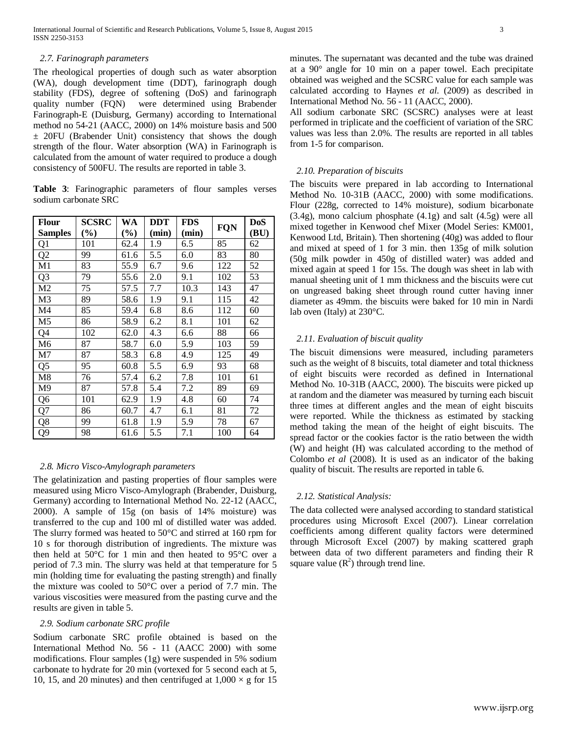### 2.7. Farinograph parameters

The rheological properties of dough such as water absorption (WA), dough development time (DDT), farinograph dough stability (FDS), degree of softening (DoS) and farinograph quality number (FQN) were determined using Brabender Farinograph-E (Duisburg, Germany) according to International method no 54-21 (AACC, 2000) on 14% moisture basis and 500 ± 20FU (Brabender Unit) consistency that shows the dough strength of the flour. Water absorption (WA) in Farinograph is calculated from the amount of water required to produce a dough consistency of 500FU. The results are reported in table 3.

**Table 3**: Farinographic parameters of flour samples verses sodium carbonate SRC

| Flour Samples | SCSRC (%) | WA (%) | DDT (min) | FDS (min) | FQN | DoS (BU) |
|---|---|---|---|---|---|---|
| Q1 | 101 | 62.4 | 1.9 | 6.5 | 85 | 62 |
| Q2 | 99 | 61.6 | 5.5 | 6.0 | 83 | 80 |
| M1 | 83 | 55.9 | 6.7 | 9.6 | 122 | 52 |
| Q3 | 79 | 55.6 | 2.0 | 9.1 | 102 | 53 |
| M2 | 75 | 57.5 | 7.7 | 10.3 | 143 | 47 |
| M3 | 89 | 58.6 | 1.9 | 9.1 | 115 | 42 |
| M4 | 85 | 59.4 | 6.8 | 8.6 | 112 | 60 |
| M5 | 86 | 58.9 | 6.2 | 8.1 | 101 | 62 |
| Q4 | 102 | 62.0 | 4.3 | 6.6 | 88 | 66 |
| M6 | 87 | 58.7 | 6.0 | 5.9 | 103 | 59 |
| M7 | 87 | 58.3 | 6.8 | 4.9 | 125 | 49 |
| Q5 | 95 | 60.8 | 5.5 | 6.9 | 93 | 68 |
| M8 | 76 | 57.4 | 6.2 | 7.8 | 101 | 61 |
| M9 | 87 | 57.8 | 5.4 | 7.2 | 89 | 69 |
| Q6 | 101 | 62.9 | 1.9 | 4.8 | 60 | 74 |
| Q7 | 86 | 60.7 | 4.7 | 6.1 | 81 | 72 |
| Q8 | 99 | 61.8 | 1.9 | 5.9 | 78 | 67 |
| Q9 | 98 | 61.6 | 5.5 | 7.1 | 100 | 64 |

### 2.8. Micro Visco-Amylograph parameters

The gelatinization and pasting properties of flour samples were measured using Micro Visco-Amylograph (Brabender, Duisburg, Germany) according to International Method No. 22-12 (AACC, 2000). A sample of 15g (on basis of 14% moisture) was transferred to the cup and 100 ml of distilled water was added. The slurry formed was heated to 50°C and stirred at 160 rpm for 10 s for thorough distribution of ingredients. The mixture was then held at 50°C for 1 min and then heated to 95°C over a period of 7.3 min. The slurry was held at that temperature for 5 min (holding time for evaluating the pasting strength) and finally the mixture was cooled to 50°C over a period of 7.7 min. The various viscosities were measured from the pasting curve and the results are given in table 5.

### 2.9. Sodium carbonate SRC profile

Sodium carbonate SRC profile obtained is based on the International Method No. 56 - 11 (AACC 2000) with some modifications. Flour samples (1g) were suspended in 5% sodium carbonate to hydrate for 20 min (vortexed for 5 second each at 5, 10, 15, and 20 minutes) and then centrifuged at 1,000 × g for 15 minutes. The supernatant was decanted and the tube was drained at a 90° angle for 10 min on a paper towel. Each precipitate obtained was weighed and the SCSRC value for each sample was calculated according to Haynes *et al.* (2009) as described in International Method No. 56 - 11 (AACC, 2000).

All sodium carbonate SRC (SCSRC) analyses were at least performed in triplicate and the coefficient of variation of the SRC values was less than 2.0%. The results are reported in all tables from 1-5 for comparison.

### 2.10. Preparation of biscuits

The biscuits were prepared in lab according to International Method No. 10-31B (AACC, 2000) with some modifications. Flour (228g, corrected to 14% moisture), sodium bicarbonate (3.4g), mono calcium phosphate (4.1g) and salt (4.5g) were all mixed together in Kenwood chef Mixer (Model Series: KM001, Kenwood Ltd, Britain). Then shortening (40g) was added to flour and mixed at speed of 1 for 3 min. then 135g of milk solution (50g milk powder in 450g of distilled water) was added and mixed again at speed 1 for 15s. The dough was sheet in lab with manual sheeting unit of 1 mm thickness and the biscuits were cut on ungreased baking sheet through round cutter having inner diameter as 49mm. the biscuits were baked for 10 min in Nardi lab oven (Italy) at 230°C.

### 2.11. Evaluation of biscuit quality

The biscuit dimensions were measured, including parameters such as the weight of 8 biscuits, total diameter and total thickness of eight biscuits were recorded as defined in International Method No. 10-31B (AACC, 2000). The biscuits were picked up at random and the diameter was measured by turning each biscuit three times at different angles and the mean of eight biscuits were reported. While the thickness as estimated by stacking method taking the mean of the height of eight biscuits. The spread factor or the cookies factor is the ratio between the width (W) and height (H) was calculated according to the method of Colombo *et al* (2008). It is used as an indicator of the baking quality of biscuit. The results are reported in table 6.

### 2.12. Statistical Analysis:

The data collected were analysed according to standard statistical procedures using Microsoft Excel (2007). Linear correlation coefficients among different quality factors were determined through Microsoft Excel (2007) by making scattered graph between data of two different parameters and finding their R square value ($R^2$) through trend line.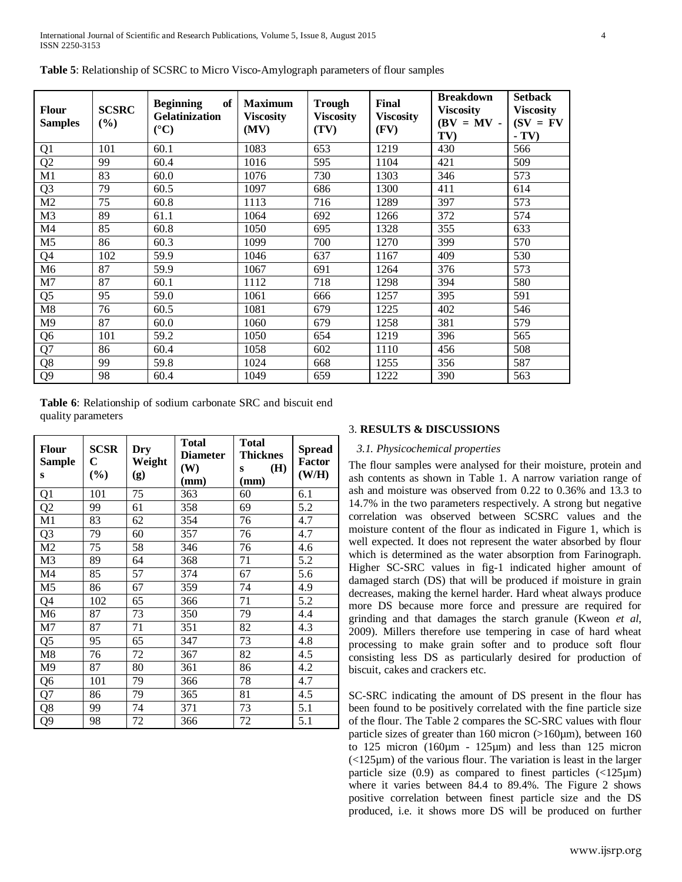**Table 5**: Relationship of SCSRC to Micro Visco-Amylograph parameters of flour samples

| Flour Samples | SCSRC (%) | Beginning of Gelatinization (°C) | Maximum Viscosity (MV) | Trough Viscosity (TV) | Final Viscosity (FV) | Breakdown Viscosity (BV = MV - TV) | Setback Viscosity (SV = FV - TV) |
|---|---|---|---|---|---|---|---|
| Q1 | 101 | 60.1 | 1083 | 653 | 1219 | 430 | 566 |
| Q2 | 99 | 60.4 | 1016 | 595 | 1104 | 421 | 509 |
| M1 | 83 | 60.0 | 1076 | 730 | 1303 | 346 | 573 |
| Q3 | 79 | 60.5 | 1097 | 686 | 1300 | 411 | 614 |
| M2 | 75 | 60.8 | 1113 | 716 | 1289 | 397 | 573 |
| M3 | 89 | 61.1 | 1064 | 692 | 1266 | 372 | 574 |
| M4 | 85 | 60.8 | 1050 | 695 | 1328 | 355 | 633 |
| M5 | 86 | 60.3 | 1099 | 700 | 1270 | 399 | 570 |
| Q4 | 102 | 59.9 | 1046 | 637 | 1167 | 409 | 530 |
| M6 | 87 | 59.9 | 1067 | 691 | 1264 | 376 | 573 |
| M7 | 87 | 60.1 | 1112 | 718 | 1298 | 394 | 580 |
| Q5 | 95 | 59.0 | 1061 | 666 | 1257 | 395 | 591 |
| M8 | 76 | 60.5 | 1081 | 679 | 1225 | 402 | 546 |
| M9 | 87 | 60.0 | 1060 | 679 | 1258 | 381 | 579 |
| Q6 | 101 | 59.2 | 1050 | 654 | 1219 | 396 | 565 |
| Q7 | 86 | 60.4 | 1058 | 602 | 1110 | 456 | 508 |
| Q8 | 99 | 59.8 | 1024 | 668 | 1255 | 356 | 587 |
| Q9 | 98 | 60.4 | 1049 | 659 | 1222 | 390 | 563 |

**Table 6**: Relationship of sodium carbonate SRC and biscuit end quality parameters

| Flour Samples | SCSRC (%) | Dry Weight (g) | Total Diameter (W) (mm) | Total Thickness (H) (mm) | Spread Factor (W/H) |
|---|---|---|---|---|---|
| Q1 | 101 | 75 | 363 | 60 | 6.1 |
| Q2 | 99 | 61 | 358 | 69 | 5.2 |
| M1 | 83 | 62 | 354 | 76 | 4.7 |
| Q3 | 79 | 60 | 357 | 76 | 4.7 |
| M2 | 75 | 58 | 346 | 76 | 4.6 |
| M3 | 89 | 64 | 368 | 71 | 5.2 |
| M4 | 85 | 57 | 374 | 67 | 5.6 |
| M5 | 86 | 67 | 359 | 74 | 4.9 |
| Q4 | 102 | 65 | 366 | 71 | 5.2 |
| M6 | 87 | 73 | 350 | 79 | 4.4 |
| M7 | 87 | 71 | 351 | 82 | 4.3 |
| Q5 | 95 | 65 | 347 | 73 | 4.8 |
| M8 | 76 | 72 | 367 | 82 | 4.5 |
| M9 | 87 | 80 | 361 | 86 | 4.2 |
| Q6 | 101 | 79 | 366 | 78 | 4.7 |
| Q7 | 86 | 79 | 365 | 81 | 4.5 |
| Q8 | 99 | 74 | 371 | 73 | 5.1 |
| Q9 | 98 | 72 | 366 | 72 | 5.1 |

## 3. RESULTS & DISCUSSIONS

### *3.1. Physicochemical properties*

The flour samples were analysed for their moisture, protein and ash contents as shown in Table 1. A narrow variation range of ash and moisture was observed from 0.22 to 0.36% and 13.3 to 14.7% in the two parameters respectively. A strong but negative correlation was observed between SCSRC values and the moisture content of the flour as indicated in Figure 1, which is well expected. It does not represent the water absorbed by flour which is determined as the water absorption from Farinograph. Higher SC-SRC values in fig-1 indicated higher amount of damaged starch (DS) that will be produced if moisture in grain decreases, making the kernel harder. Hard wheat always produce more DS because more force and pressure are required for grinding and that damages the starch granule (Kweon *et al*, 2009). Millers therefore use tempering in case of hard wheat processing to make grain softer and to produce soft flour consisting less DS as particularly desired for production of biscuit, cakes and crackers etc.

SC-SRC indicating the amount of DS present in the flour has been found to be positively correlated with the fine particle size of the flour. The Table 2 compares the SC-SRC values with flour particle sizes of greater than 160 micron (>160µm), between 160 to 125 micron (160µm - 125µm) and less than 125 micron (<125µm) of the various flour. The variation is least in the larger particle size (0.9) as compared to finest particles (<125µm) where it varies between 84.4 to 89.4%. The Figure 2 shows positive correlation between finest particle size and the DS produced, i.e. it shows more DS will be produced on further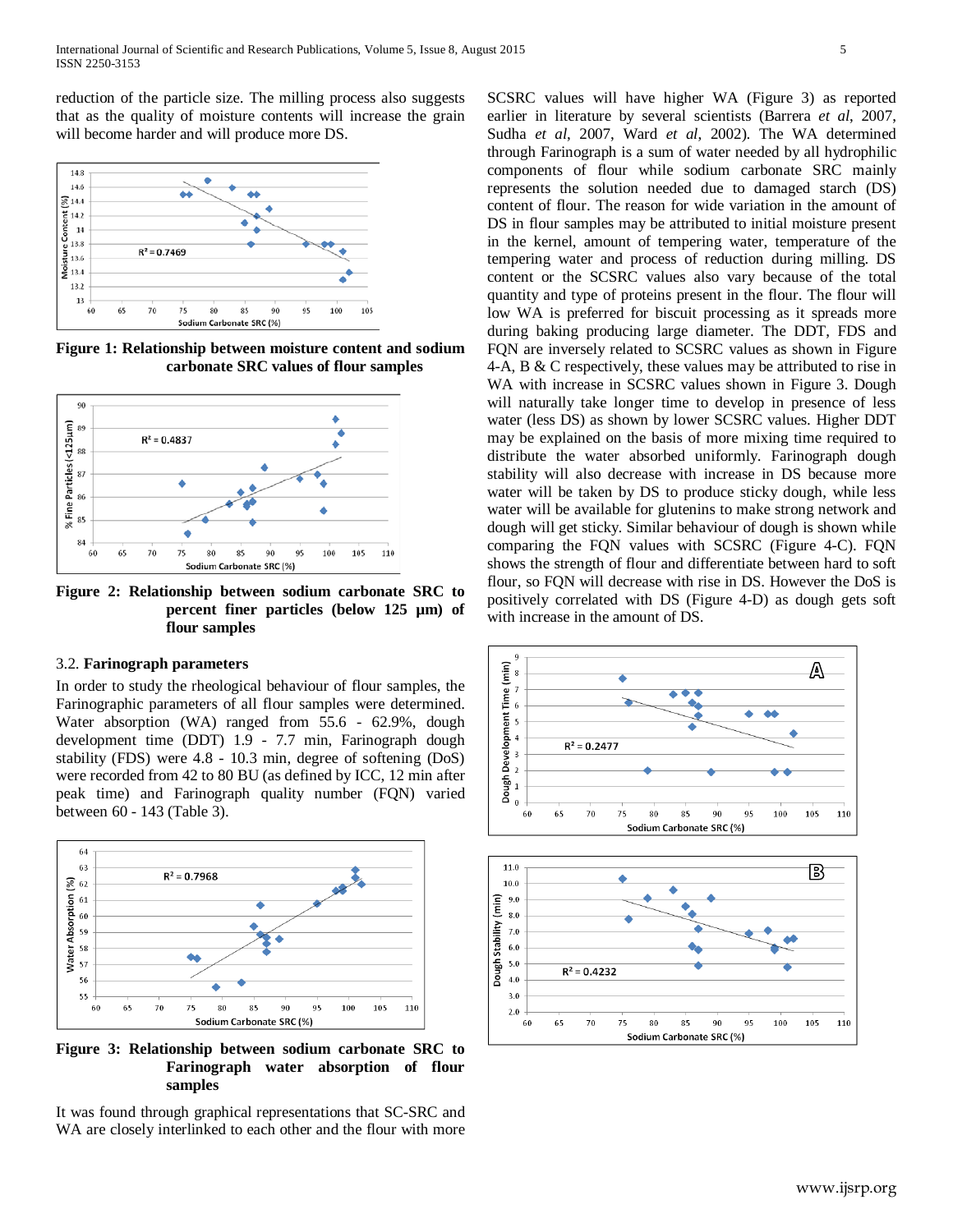reduction of the particle size. The milling process also suggests that as the quality of moisture contents will increase the grain will become harder and will produce more DS.

**Figure 1: Relationship between moisture content and sodium carbonate SRC values of flour samples**

**Figure 2: Relationship between sodium carbonate SRC to percent finer particles (below 125 µm) of flour samples**

### 3.2. Farinograph parameters

In order to study the rheological behaviour of flour samples, the Farinographic parameters of all flour samples were determined. Water absorption (WA) ranged from 55.6 - 62.9%, dough development time (DDT) 1.9 - 7.7 min, Farinograph dough stability (FDS) were 4.8 - 10.3 min, degree of softening (DoS) were recorded from 42 to 80 BU (as defined by ICC, 12 min after peak time) and Farinograph quality number (FQN) varied between 60 - 143 (Table 3).

**Figure 3: Relationship between sodium carbonate SRC to Farinograph water absorption of flour samples**

It was found through graphical representations that SC-SRC and WA are closely interlinked to each other and the flour with more SCSRC values will have higher WA (Figure 3) as reported earlier in literature by several scientists (Barrera *et al*, 2007, Sudha *et al*, 2007, Ward *et al*, 2002). The WA determined through Farinograph is a sum of water needed by all hydrophilic components of flour while sodium carbonate SRC mainly represents the solution needed due to damaged starch (DS) content of flour. The reason for wide variation in the amount of DS in flour samples may be attributed to initial moisture present in the kernel, amount of tempering water, temperature of the tempering water and process of reduction during milling. DS content or the SCSRC values also vary because of the total quantity and type of proteins present in the flour. The flour will low WA is preferred for biscuit processing as it spreads more during baking producing large diameter. The DDT, FDS and FQN are inversely related to SCSRC values as shown in Figure 4-A, B & C respectively, these values may be attributed to rise in WA with increase in SCSRC values shown in Figure 3. Dough will naturally take longer time to develop in presence of less water (less DS) as shown by lower SCSRC values. Higher DDT may be explained on the basis of more mixing time required to distribute the water absorbed uniformly. Farinograph dough stability will also decrease with increase in DS because more water will be taken by DS to produce sticky dough, while less water will be available for glutenins to make strong network and dough will get sticky. Similar behaviour of dough is shown while comparing the FQN values with SCSRC (Figure 4-C). FQN shows the strength of flour and differentiate between hard to soft flour, so FQN will decrease with rise in DS. However the DoS is positively correlated with DS (Figure 4-D) as dough gets soft with increase in the amount of DS.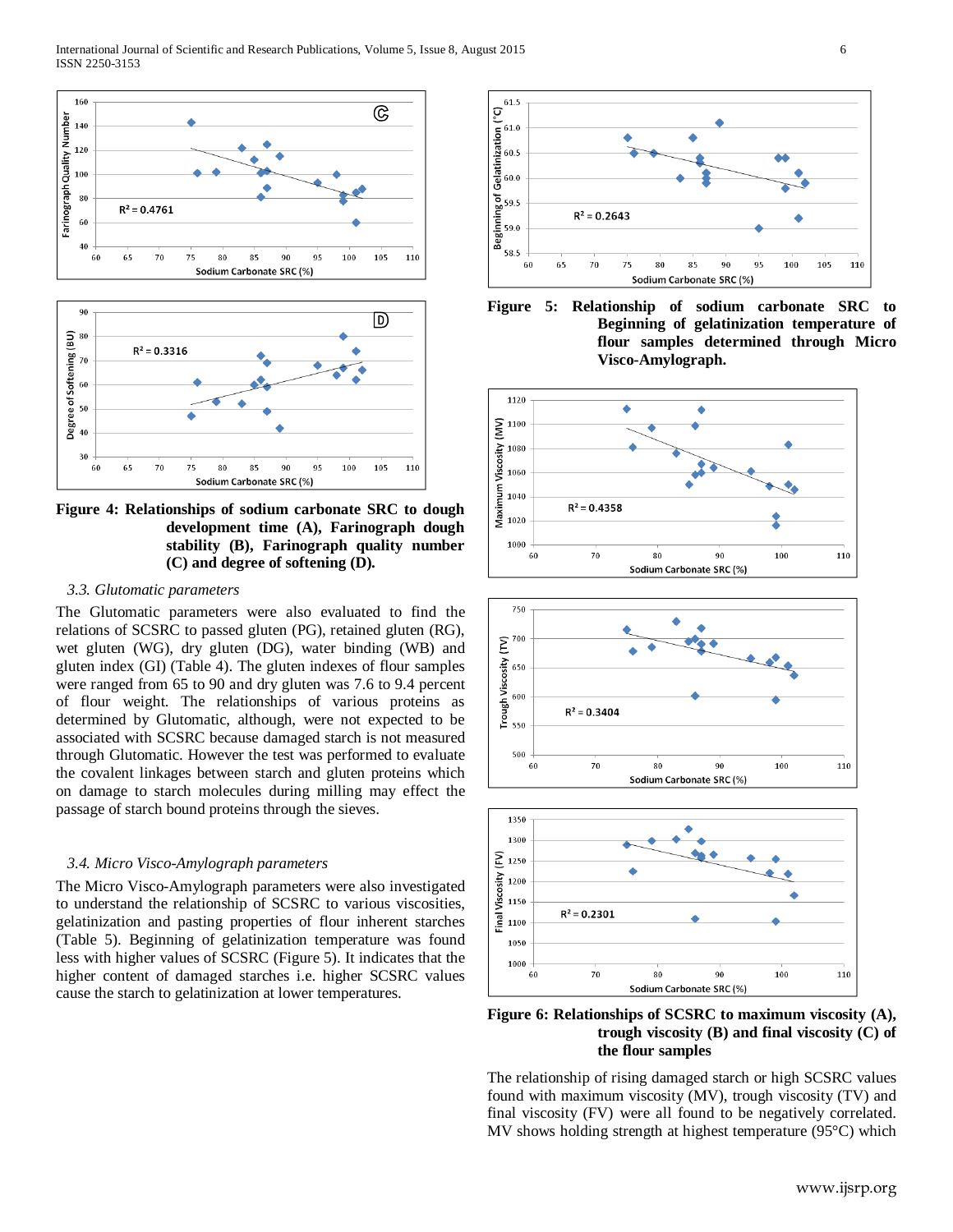**Figure 4: Relationships of sodium carbonate SRC to dough development time (A), Farinograph dough stability (B), Farinograph quality number (C) and degree of softening (D).**

### *3.3. Glutomatic parameters*

The Glutomatic parameters were also evaluated to find the relations of SCSRC to passed gluten (PG), retained gluten (RG), wet gluten (WG), dry gluten (DG), water binding (WB) and gluten index (GI) (Table 4). The gluten indexes of flour samples were ranged from 65 to 90 and dry gluten was 7.6 to 9.4 percent of flour weight. The relationships of various proteins as determined by Glutomatic, although, were not expected to be associated with SCSRC because damaged starch is not measured through Glutomatic. However the test was performed to evaluate the covalent linkages between starch and gluten proteins which on damage to starch molecules during milling may effect the passage of starch bound proteins through the sieves.

### *3.4. Micro Visco-Amylograph parameters*

The Micro Visco-Amylograph parameters were also investigated to understand the relationship of SCSRC to various viscosities, gelatinization and pasting properties of flour inherent starches (Table 5). Beginning of gelatinization temperature was found less with higher values of SCSRC (Figure 5). It indicates that the higher content of damaged starches i.e. higher SCSRC values cause the starch to gelatinization at lower temperatures.

**Figure 5: Relationship of sodium carbonate SRC to Beginning of gelatinization temperature of flour samples determined through Micro Visco-Amylograph.**

**Figure 6: Relationships of SCSRC to maximum viscosity (A), trough viscosity (B) and final viscosity (C) of the flour samples**

The relationship of rising damaged starch or high SCSRC values found with maximum viscosity (MV), trough viscosity (TV) and final viscosity (FV) were all found to be negatively correlated. MV shows holding strength at highest temperature (95°C) which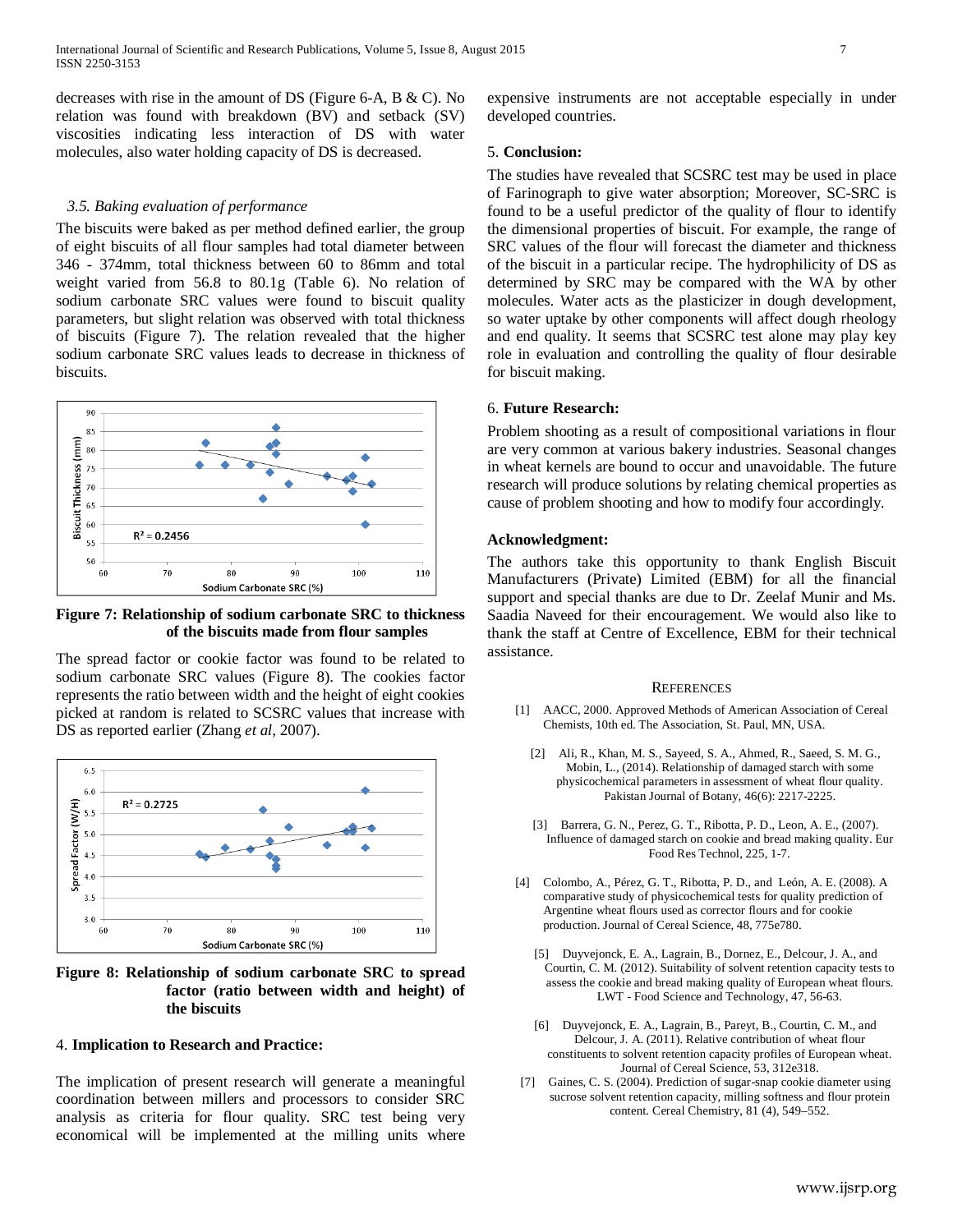decreases with rise in the amount of DS (Figure 6-A, B & C). No relation was found with breakdown (BV) and setback (SV) viscosities indicating less interaction of DS with water molecules, also water holding capacity of DS is decreased.

### *3.5. Baking evaluation of performance*

The biscuits were baked as per method defined earlier, the group of eight biscuits of all flour samples had total diameter between 346 - 374mm, total thickness between 60 to 86mm and total weight varied from 56.8 to 80.1g (Table 6). No relation of sodium carbonate SRC values were found to biscuit quality parameters, but slight relation was observed with total thickness of biscuits (Figure 7). The relation revealed that the higher sodium carbonate SRC values leads to decrease in thickness of biscuits.

**Figure 7: Relationship of sodium carbonate SRC to thickness of the biscuits made from flour samples**

The spread factor or cookie factor was found to be related to sodium carbonate SRC values (Figure 8). The cookies factor represents the ratio between width and the height of eight cookies picked at random is related to SCSRC values that increase with DS as reported earlier (Zhang *et al*, 2007).

**Figure 8: Relationship of sodium carbonate SRC to spread factor (ratio between width and height) of the biscuits**

## 4. Implication to Research and Practice:

The implication of present research will generate a meaningful coordination between millers and processors to consider SRC analysis as criteria for flour quality. SRC test being very economical will be implemented at the milling units where expensive instruments are not acceptable especially in under developed countries.

## 5. Conclusion:

The studies have revealed that SCSRC test may be used in place of Farinograph to give water absorption; Moreover, SC-SRC is found to be a useful predictor of the quality of flour to identify the dimensional properties of biscuit. For example, the range of SRC values of the flour will forecast the diameter and thickness of the biscuit in a particular recipe. The hydrophilicity of DS as determined by SRC may be compared with the WA by other molecules. Water acts as the plasticizer in dough development, so water uptake by other components will affect dough rheology and end quality. It seems that SCSRC test alone may play key role in evaluation and controlling the quality of flour desirable for biscuit making.

## 6. Future Research:

Problem shooting as a result of compositional variations in flour are very common at various bakery industries. Seasonal changes in wheat kernels are bound to occur and unavoidable. The future research will produce solutions by relating chemical properties as cause of problem shooting and how to modify four accordingly.

## Acknowledgment:

The authors take this opportunity to thank English Biscuit Manufacturers (Private) Limited (EBM) for all the financial support and special thanks are due to Dr. Zeelaf Munir and Ms. Saadia Naveed for their encouragement. We would also like to thank the staff at Centre of Excellence, EBM for their technical assistance.

## References

[1] AACC, 2000. Approved Methods of American Association of Cereal Chemists, 10th ed. The Association, St. Paul, MN, USA.

[2] Ali, R., Khan, M. S., Sayeed, S. A., Ahmed, R., Saeed, S. M. G., Mobin, L., (2014). Relationship of damaged starch with some physicochemical parameters in assessment of wheat flour quality. Pakistan Journal of Botany, 46(6): 2217-2225.

[3] Barrera, G. N., Perez, G. T., Ribotta, P. D., Leon, A. E., (2007). Influence of damaged starch on cookie and bread making quality. Eur Food Res Technol, 225, 1-7.

[4] Colombo, A., Pérez, G. T., Ribotta, P. D., and León, A. E. (2008). A comparative study of physicochemical tests for quality prediction of Argentine wheat flours used as corrector flours and for cookie production. Journal of Cereal Science, 48, 775e780.

[5] Duyvejonck, E. A., Lagrain, B., Dornez, E., Delcour, J. A., and Courtin, C. M. (2012). Suitability of solvent retention capacity tests to assess the cookie and bread making quality of European wheat flours. LWT - Food Science and Technology, 47, 56-63.

[6] Duyvejonck, E. A., Lagrain, B., Pareyt, B., Courtin, C. M., and Delcour, J. A. (2011). Relative contribution of wheat flour constituents to solvent retention capacity profiles of European wheat. Journal of Cereal Science, 53, 312e318.

[7] Gaines, C. S. (2004). Prediction of sugar-snap cookie diameter using sucrose solvent retention capacity, milling softness and flour protein content. Cereal Chemistry, 81 (4), 549–552.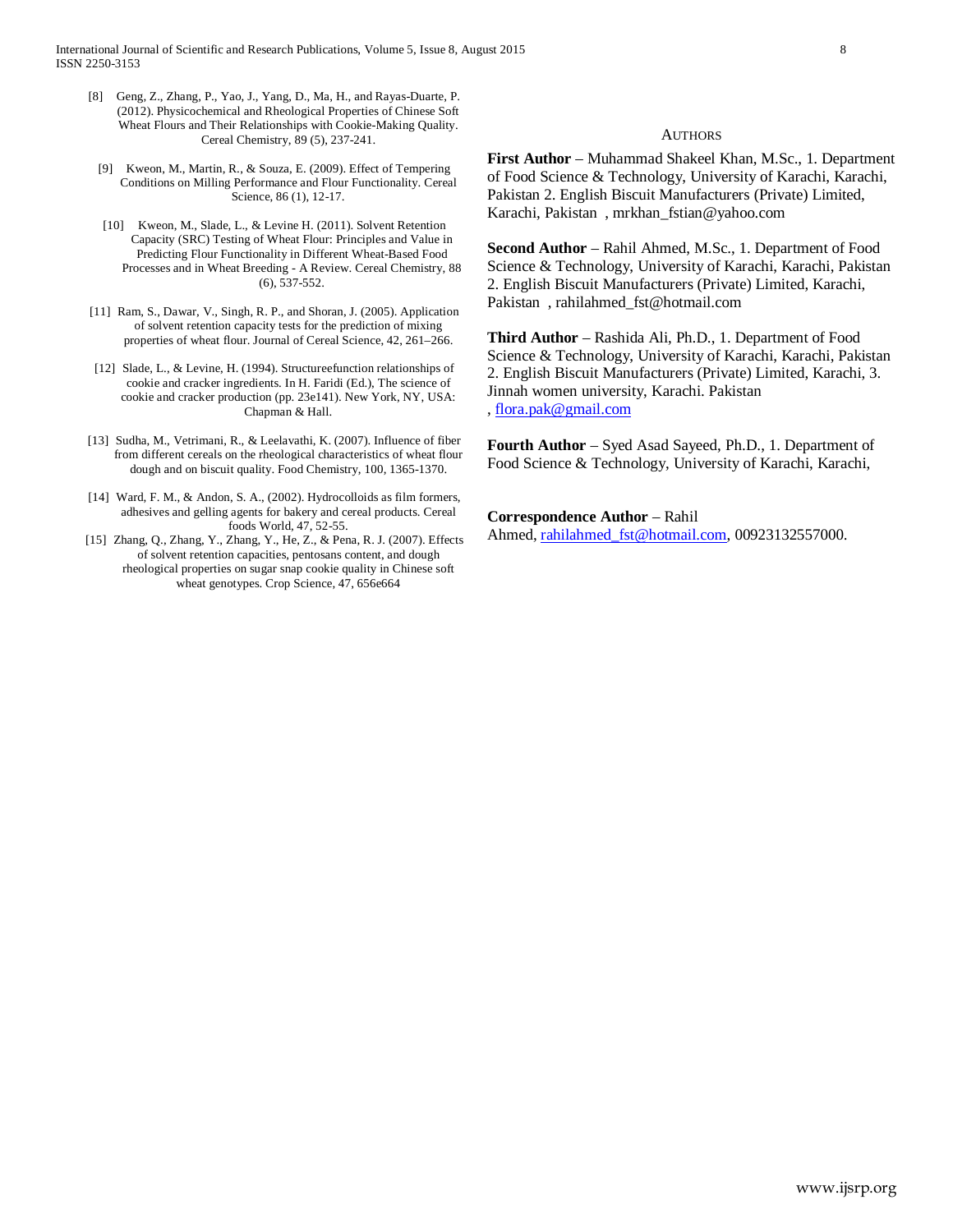[8] Geng, Z., Zhang, P., Yao, J., Yang, D., Ma, H., and Rayas-Duarte, P. (2012). Physicochemical and Rheological Properties of Chinese Soft Wheat Flours and Their Relationships with Cookie-Making Quality. Cereal Chemistry, 89 (5), 237-241.

[9] Kweon, M., Martin, R., & Souza, E. (2009). Effect of Tempering Conditions on Milling Performance and Flour Functionality. Cereal Science, 86 (1), 12-17.

[10] Kweon, M., Slade, L., & Levine H. (2011). Solvent Retention Capacity (SRC) Testing of Wheat Flour: Principles and Value in Predicting Flour Functionality in Different Wheat-Based Food Processes and in Wheat Breeding - A Review. Cereal Chemistry, 88 (6), 537-552.

[11] Ram, S., Dawar, V., Singh, R. P., and Shoran, J. (2005). Application of solvent retention capacity tests for the prediction of mixing properties of wheat flour. Journal of Cereal Science, 42, 261–266.

[12] Slade, L., & Levine, H. (1994). Structureefunction relationships of cookie and cracker ingredients. In H. Faridi (Ed.), The science of cookie and cracker production (pp. 23e141). New York, NY, USA: Chapman & Hall.

[13] Sudha, M., Vetrimani, R., & Leelavathi, K. (2007). Influence of fiber from different cereals on the rheological characteristics of wheat flour dough and on biscuit quality. Food Chemistry, 100, 1365-1370.

[14] Ward, F. M., & Andon, S. A., (2002). Hydrocolloids as film formers, adhesives and gelling agents for bakery and cereal products. Cereal foods World, 47, 52-55.

[15] Zhang, Q., Zhang, Y., Zhang, Y., He, Z., & Pena, R. J. (2007). Effects of solvent retention capacities, pentosans content, and dough rheological properties on sugar snap cookie quality in Chinese soft wheat genotypes. Crop Science, 47, 656e664

## Authors

**First Author** – Muhammad Shakeel Khan, M.Sc., 1. Department of Food Science & Technology, University of Karachi, Karachi, Pakistan 2. English Biscuit Manufacturers (Private) Limited, Karachi, Pakistan , mrkhan_fstian@yahoo.com

**Second Author** – Rahil Ahmed, M.Sc., 1. Department of Food Science & Technology, University of Karachi, Karachi, Pakistan 2. English Biscuit Manufacturers (Private) Limited, Karachi, Pakistan , rahilahmed_fst@hotmail.com

**Third Author** – Rashida Ali, Ph.D., 1. Department of Food Science & Technology, University of Karachi, Karachi, Pakistan 2. English Biscuit Manufacturers (Private) Limited, Karachi, 3. Jinnah women university, Karachi. Pakistan , flora.pak@gmail.com

**Fourth Author** – Syed Asad Sayeed, Ph.D., 1. Department of Food Science & Technology, University of Karachi, Karachi,

**Correspondence Author** – Rahil Ahmed, rahilahmed_fst@hotmail.com, 00923132557000.